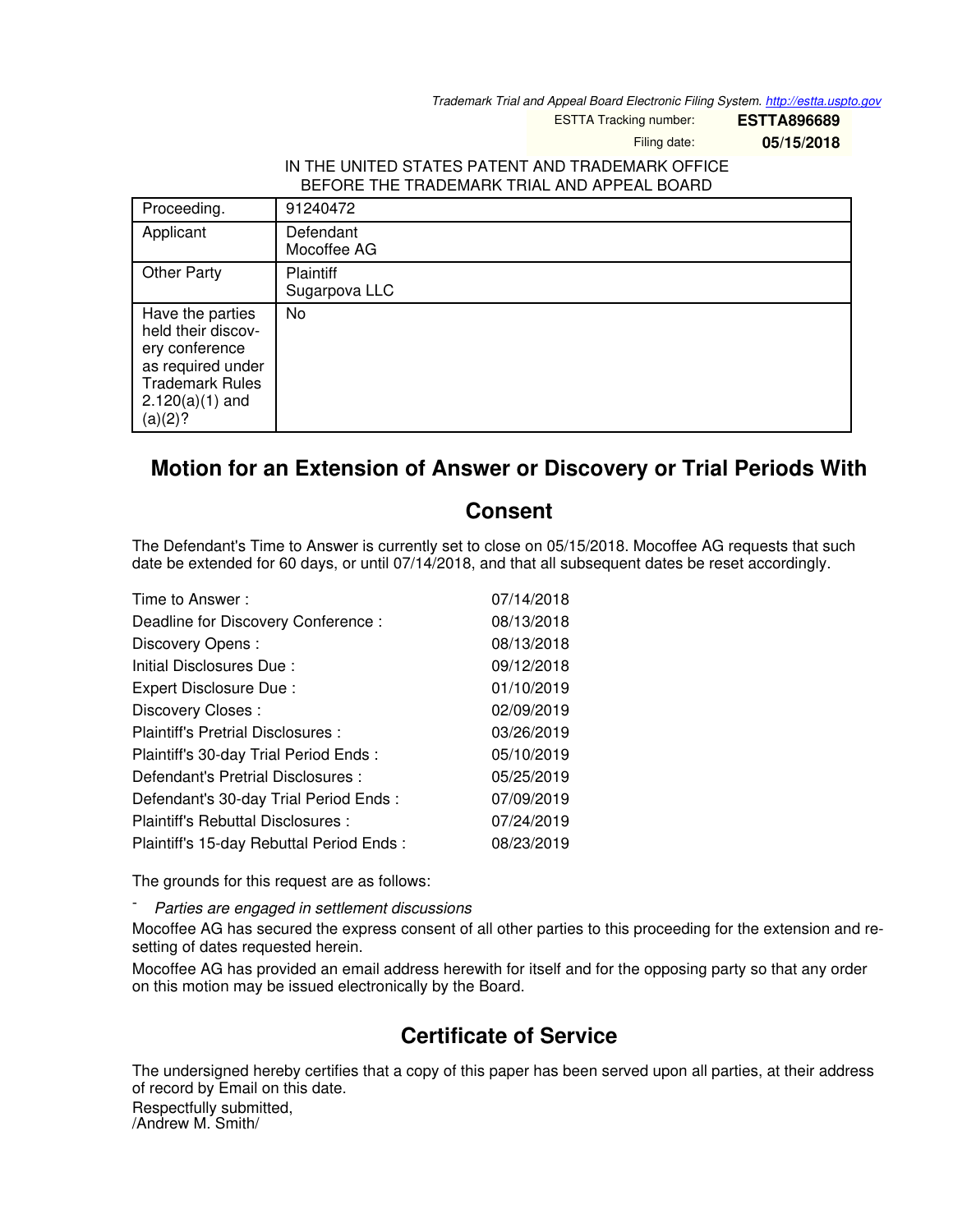Trademark Trial and Appeal Board Electronic Filing System. http://estta.uspto.gov

ESTTA Tracking number: **ESTTA896689**

Filing date: **05/15/2018**

IN THE UNITED STATES PATENT AND TRADEMARK OFFICE
BEFORE THE TRADEMARK TRIAL AND APPEAL BOARD

| | |
|---|---|
| Proceeding. | 91240472 |
| Applicant | Defendant<br>Mocoffee AG |
| Other Party | Plaintiff<br>Sugarpova LLC |
| Have the parties held their discovery conference as required under Trademark Rules 2.120(a)(1) and (a)(2)? | No |

# Motion for an Extension of Answer or Discovery or Trial Periods With Consent

The Defendant's Time to Answer is currently set to close on 05/15/2018. Mocoffee AG requests that such date be extended for 60 days, or until 07/14/2018, and that all subsequent dates be reset accordingly.

| | |
|---|---|
| Time to Answer : | 07/14/2018 |
| Deadline for Discovery Conference : | 08/13/2018 |
| Discovery Opens : | 08/13/2018 |
| Initial Disclosures Due : | 09/12/2018 |
| Expert Disclosure Due : | 01/10/2019 |
| Discovery Closes : | 02/09/2019 |
| Plaintiff's Pretrial Disclosures : | 03/26/2019 |
| Plaintiff's 30-day Trial Period Ends : | 05/10/2019 |
| Defendant's Pretrial Disclosures : | 05/25/2019 |
| Defendant's 30-day Trial Period Ends : | 07/09/2019 |
| Plaintiff's Rebuttal Disclosures : | 07/24/2019 |
| Plaintiff's 15-day Rebuttal Period Ends : | 08/23/2019 |

The grounds for this request are as follows:

- *Parties are engaged in settlement discussions*

Mocoffee AG has secured the express consent of all other parties to this proceeding for the extension and resetting of dates requested herein.

Mocoffee AG has provided an email address herewith for itself and for the opposing party so that any order on this motion may be issued electronically by the Board.

## Certificate of Service

The undersigned hereby certifies that a copy of this paper has been served upon all parties, at their address of record by Email on this date.

Respectfully submitted,
/Andrew M. Smith/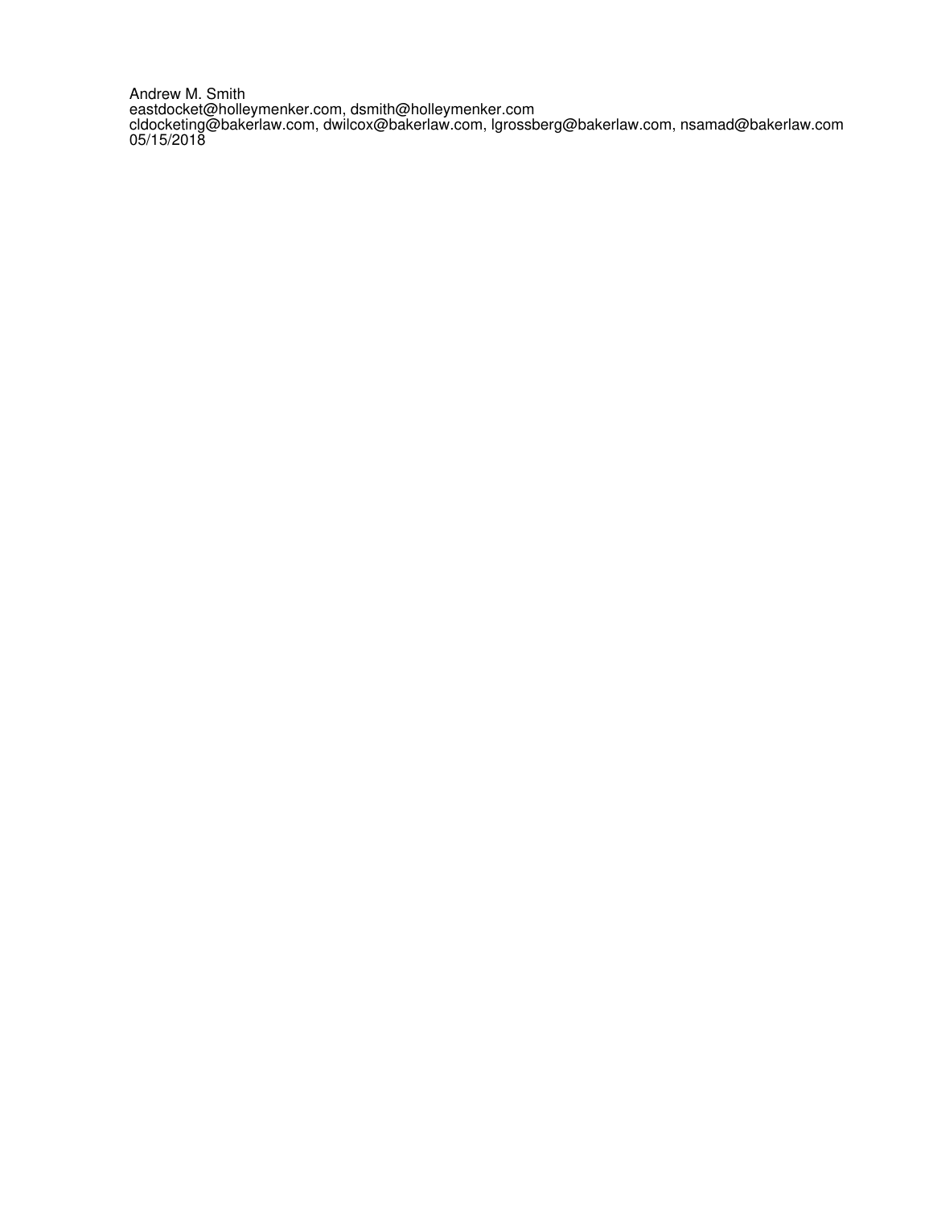Andrew M. Smith
eastdocket@holleymenker.com, dsmith@holleymenker.com
cldocketing@bakerlaw.com, dwilcox@bakerlaw.com, lgrossberg@bakerlaw.com, nsamad@bakerlaw.com
05/15/2018